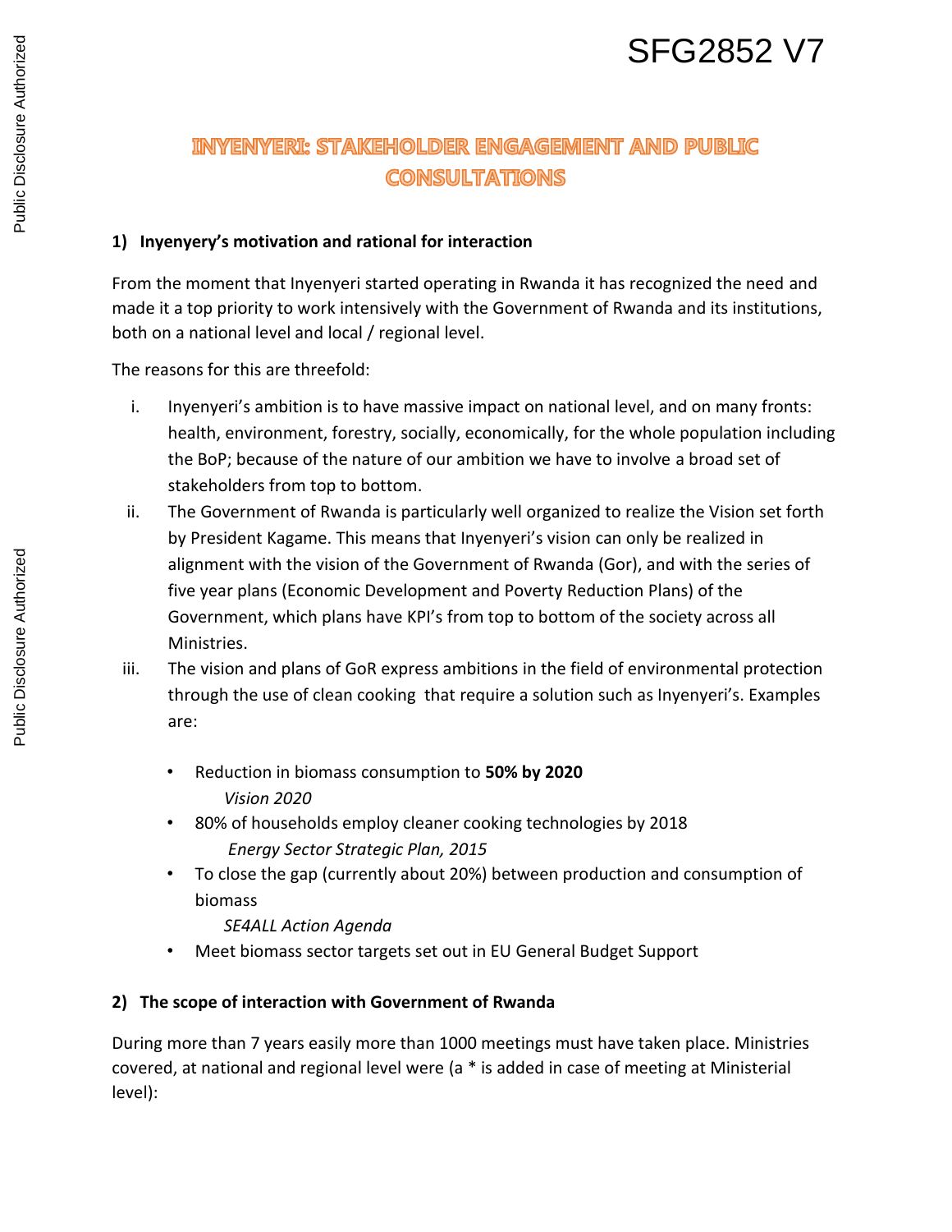SFG2852 V7

# INYENYERI: STAKEHOLDER ENGAGEMENT AND PUBLIC CONSULTATIONS

## 1) Inyenyery's motivation and rational for interaction

From the moment that Inyenyeri started operating in Rwanda it has recognized the need and made it a top priority to work intensively with the Government of Rwanda and its institutions, both on a national level and local / regional level.

The reasons for this are threefold:

i. Inyenyeri's ambition is to have massive impact on national level, and on many fronts: health, environment, forestry, socially, economically, for the whole population including the BoP; because of the nature of our ambition we have to involve a broad set of stakeholders from top to bottom.

ii. The Government of Rwanda is particularly well organized to realize the Vision set forth by President Kagame. This means that Inyenyeri's vision can only be realized in alignment with the vision of the Government of Rwanda (Gor), and with the series of five year plans (Economic Development and Poverty Reduction Plans) of the Government, which plans have KPI's from top to bottom of the society across all Ministries.

iii. The vision and plans of GoR express ambitions in the field of environmental protection through the use of clean cooking that require a solution such as Inyenyeri's. Examples are:

- Reduction in biomass consumption to **50% by 2020**
  *Vision 2020*
- 80% of households employ cleaner cooking technologies by 2018
  *Energy Sector Strategic Plan, 2015*
- To close the gap (currently about 20%) between production and consumption of biomass
  *SE4ALL Action Agenda*
- Meet biomass sector targets set out in EU General Budget Support

## 2) The scope of interaction with Government of Rwanda

During more than 7 years easily more than 1000 meetings must have taken place. Ministries covered, at national and regional level were (a * is added in case of meeting at Ministerial level):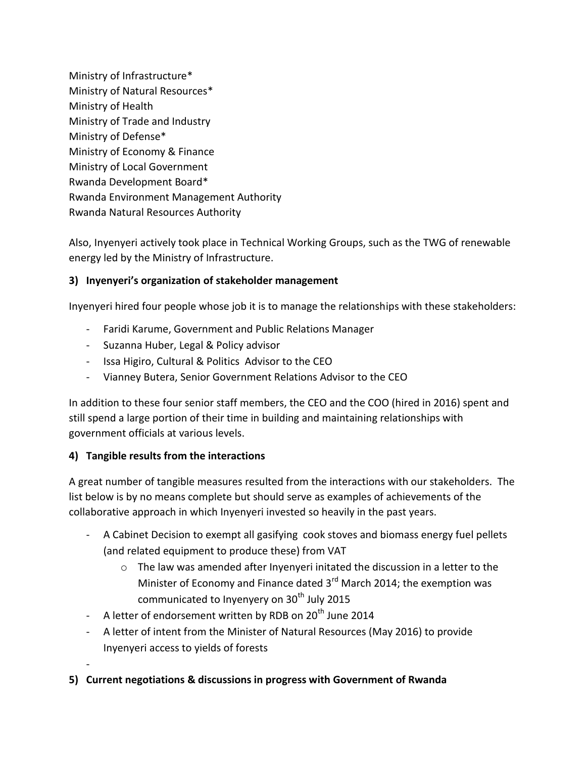Ministry of Infrastructure*
Ministry of Natural Resources*
Ministry of Health
Ministry of Trade and Industry
Ministry of Defense*
Ministry of Economy & Finance
Ministry of Local Government
Rwanda Development Board*
Rwanda Environment Management Authority
Rwanda Natural Resources Authority

Also, Inyenyeri actively took place in Technical Working Groups, such as the TWG of renewable energy led by the Ministry of Infrastructure.

**3) Inyenyeri's organization of stakeholder management**

Inyenyeri hired four people whose job it is to manage the relationships with these stakeholders:

- Faridi Karume, Government and Public Relations Manager
- Suzanna Huber, Legal & Policy advisor
- Issa Higiro, Cultural & Politics Advisor to the CEO
- Vianney Butera, Senior Government Relations Advisor to the CEO

In addition to these four senior staff members, the CEO and the COO (hired in 2016) spent and still spend a large portion of their time in building and maintaining relationships with government officials at various levels.

**4) Tangible results from the interactions**

A great number of tangible measures resulted from the interactions with our stakeholders. The list below is by no means complete but should serve as examples of achievements of the collaborative approach in which Inyenyeri invested so heavily in the past years.

- A Cabinet Decision to exempt all gasifying cook stoves and biomass energy fuel pellets (and related equipment to produce these) from VAT
    - The law was amended after Inyenyeri initated the discussion in a letter to the Minister of Economy and Finance dated 3rd March 2014; the exemption was communicated to Inyenyery on 30th July 2015
- A letter of endorsement written by RDB on 20th June 2014
- A letter of intent from the Minister of Natural Resources (May 2016) to provide Inyenyeri access to yields of forests
-

**5) Current negotiations & discussions in progress with Government of Rwanda**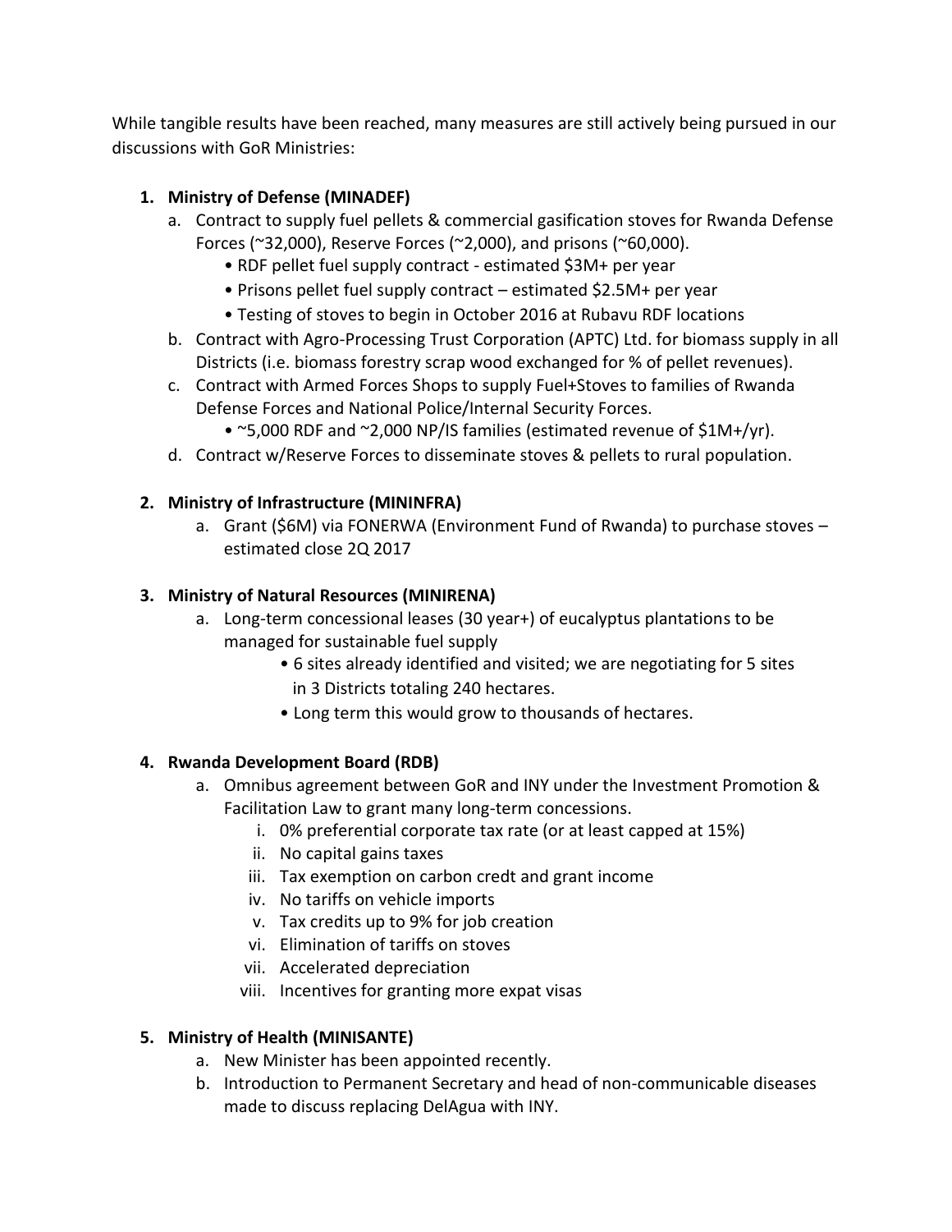While tangible results have been reached, many measures are still actively being pursued in our discussions with GoR Ministries:

1. **Ministry of Defense (MINADEF)**
   a. Contract to supply fuel pellets & commercial gasification stoves for Rwanda Defense Forces (~32,000), Reserve Forces (~2,000), and prisons (~60,000).
      - RDF pellet fuel supply contract - estimated $3M+ per year
      - Prisons pellet fuel supply contract – estimated $2.5M+ per year
      - Testing of stoves to begin in October 2016 at Rubavu RDF locations

   b. Contract with Agro-Processing Trust Corporation (APTC) Ltd. for biomass supply in all Districts (i.e. biomass forestry scrap wood exchanged for % of pellet revenues).

   c. Contract with Armed Forces Shops to supply Fuel+Stoves to families of Rwanda Defense Forces and National Police/Internal Security Forces.
      - ~5,000 RDF and ~2,000 NP/IS families (estimated revenue of $1M+/yr).

   d. Contract w/Reserve Forces to disseminate stoves & pellets to rural population.

2. **Ministry of Infrastructure (MININFRA)**
   a. Grant ($6M) via FONERWA (Environment Fund of Rwanda) to purchase stoves – estimated close 2Q 2017

3. **Ministry of Natural Resources (MINIRENA)**
   a. Long-term concessional leases (30 year+) of eucalyptus plantations to be managed for sustainable fuel supply
      - 6 sites already identified and visited; we are negotiating for 5 sites in 3 Districts totaling 240 hectares.
      - Long term this would grow to thousands of hectares.

4. **Rwanda Development Board (RDB)**
   a. Omnibus agreement between GoR and INY under the Investment Promotion & Facilitation Law to grant many long-term concessions.
      i. 0% preferential corporate tax rate (or at least capped at 15%)
      ii. No capital gains taxes
      iii. Tax exemption on carbon credt and grant income
      iv. No tariffs on vehicle imports
      v. Tax credits up to 9% for job creation
      vi. Elimination of tariffs on stoves
      vii. Accelerated depreciation
      viii. Incentives for granting more expat visas

5. **Ministry of Health (MINISANTE)**
   a. New Minister has been appointed recently.

   b. Introduction to Permanent Secretary and head of non-communicable diseases made to discuss replacing DelAgua with INY.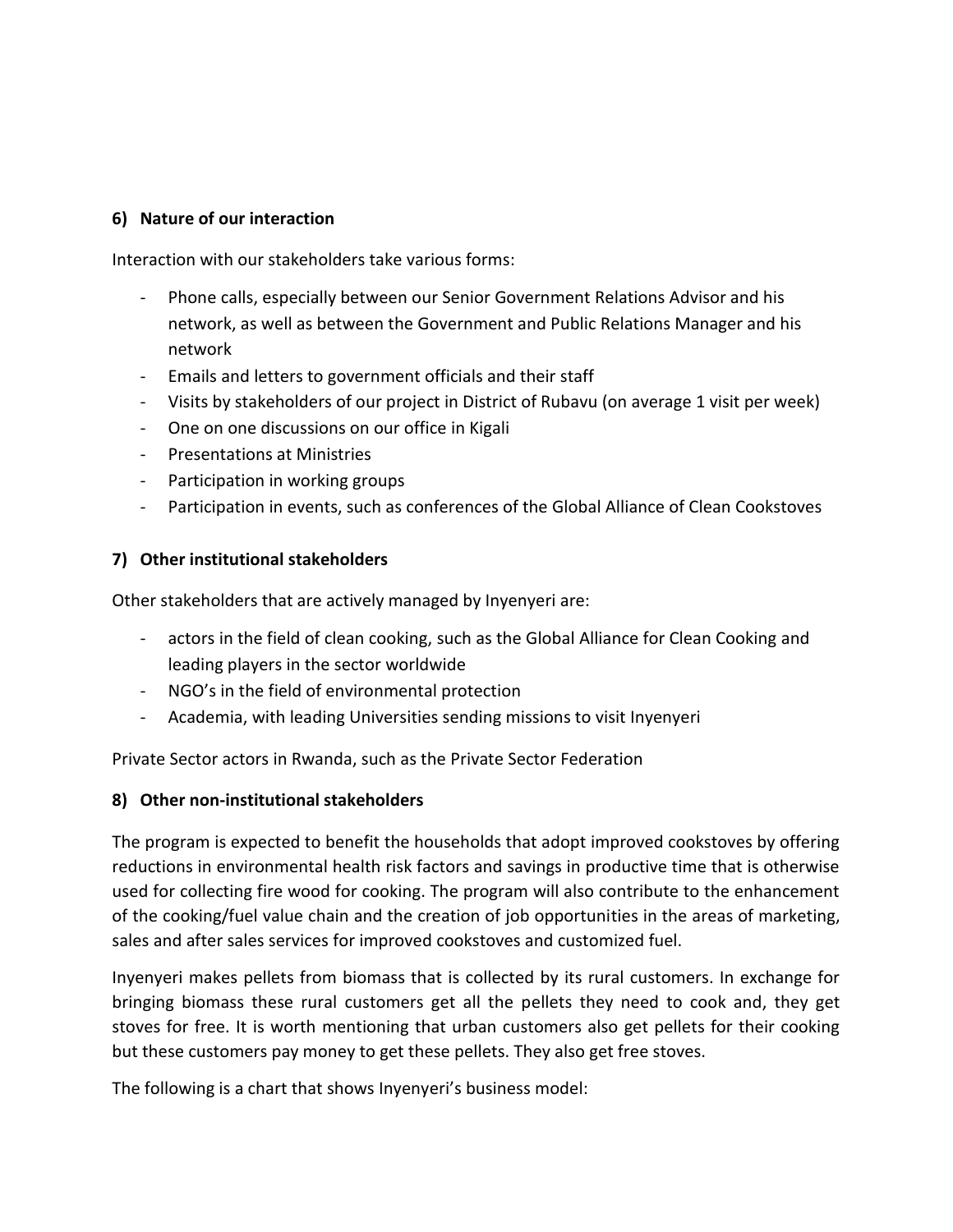### 6) Nature of our interaction

Interaction with our stakeholders take various forms:

- Phone calls, especially between our Senior Government Relations Advisor and his network, as well as between the Government and Public Relations Manager and his network
- Emails and letters to government officials and their staff
- Visits by stakeholders of our project in District of Rubavu (on average 1 visit per week)
- One on one discussions on our office in Kigali
- Presentations at Ministries
- Participation in working groups
- Participation in events, such as conferences of the Global Alliance of Clean Cookstoves

### 7) Other institutional stakeholders

Other stakeholders that are actively managed by Inyenyeri are:

- actors in the field of clean cooking, such as the Global Alliance for Clean Cooking and leading players in the sector worldwide
- NGO's in the field of environmental protection
- Academia, with leading Universities sending missions to visit Inyenyeri

Private Sector actors in Rwanda, such as the Private Sector Federation

### 8) Other non-institutional stakeholders

The program is expected to benefit the households that adopt improved cookstoves by offering reductions in environmental health risk factors and savings in productive time that is otherwise used for collecting fire wood for cooking. The program will also contribute to the enhancement of the cooking/fuel value chain and the creation of job opportunities in the areas of marketing, sales and after sales services for improved cookstoves and customized fuel.

Inyenyeri makes pellets from biomass that is collected by its rural customers. In exchange for bringing biomass these rural customers get all the pellets they need to cook and, they get stoves for free. It is worth mentioning that urban customers also get pellets for their cooking but these customers pay money to get these pellets. They also get free stoves.

The following is a chart that shows Inyenyeri's business model: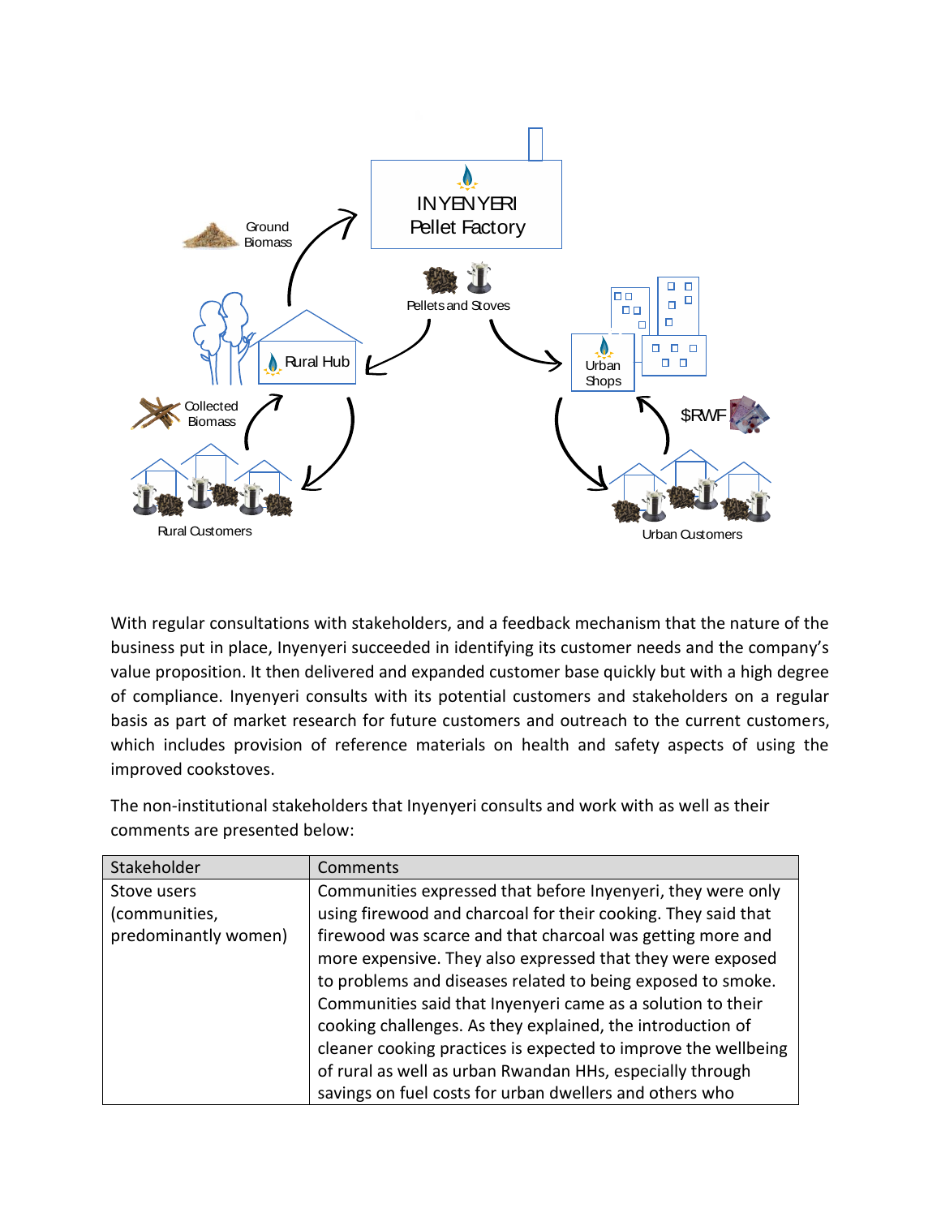With regular consultations with stakeholders, and a feedback mechanism that the nature of the business put in place, Inyenyeri succeeded in identifying its customer needs and the company's value proposition. It then delivered and expanded customer base quickly but with a high degree of compliance. Inyenyeri consults with its potential customers and stakeholders on a regular basis as part of market research for future customers and outreach to the current customers, which includes provision of reference materials on health and safety aspects of using the improved cookstoves.

The non-institutional stakeholders that Inyenyeri consults and work with as well as their comments are presented below:

| Stakeholder | Comments |
|---|---|
| Stove users (communities, predominantly women) | Communities expressed that before Inyenyeri, they were only using firewood and charcoal for their cooking. They said that firewood was scarce and that charcoal was getting more and more expensive. They also expressed that they were exposed to problems and diseases related to being exposed to smoke. Communities said that Inyenyeri came as a solution to their cooking challenges. As they explained, the introduction of cleaner cooking practices is expected to improve the wellbeing of rural as well as urban Rwandan HHs, especially through savings on fuel costs for urban dwellers and others who |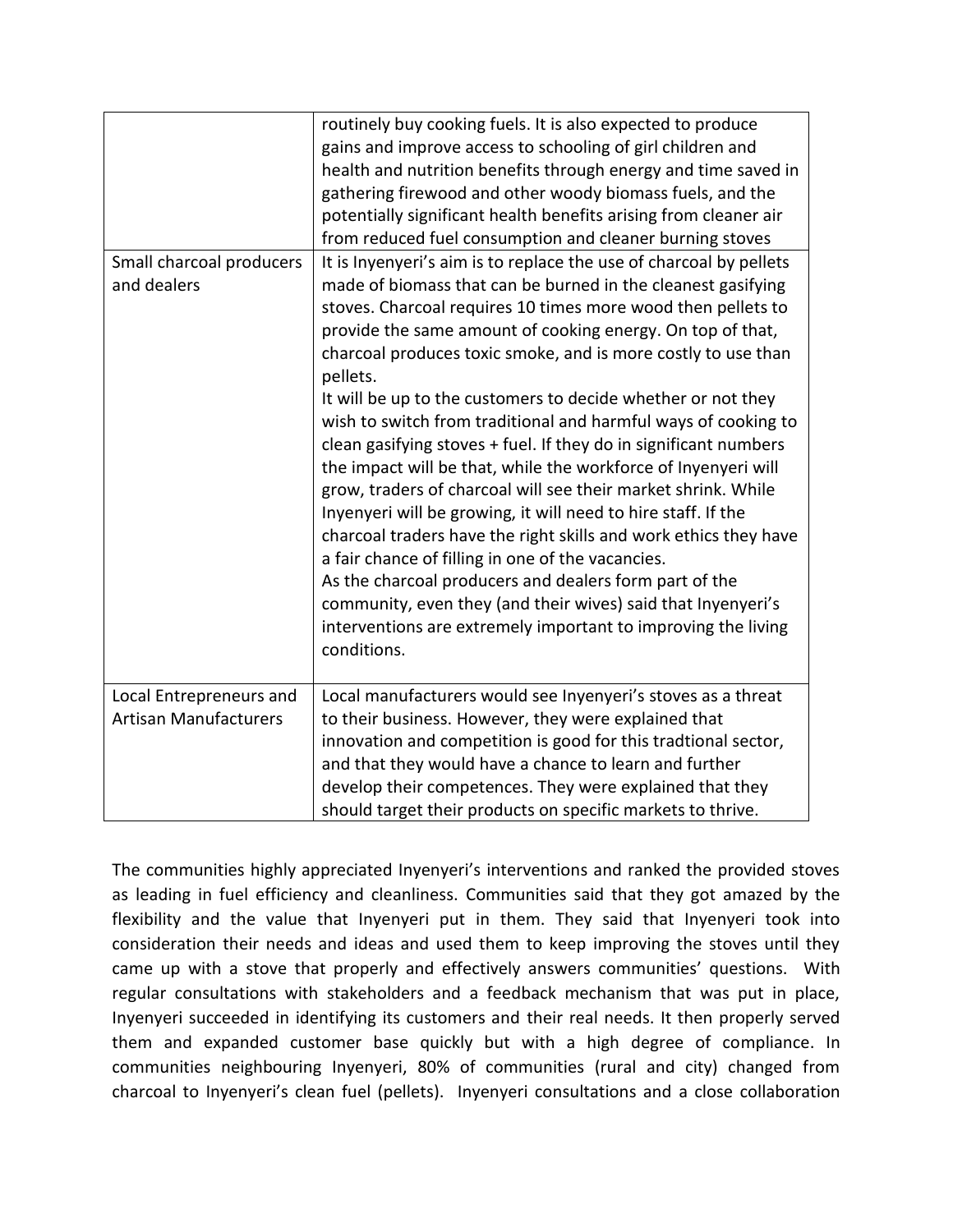| | |
|---|---|
| | routinely buy cooking fuels. It is also expected to produce gains and improve access to schooling of girl children and health and nutrition benefits through energy and time saved in gathering firewood and other woody biomass fuels, and the potentially significant health benefits arising from cleaner air from reduced fuel consumption and cleaner burning stoves |
| Small charcoal producers and dealers | It is Inyenyeri's aim is to replace the use of charcoal by pellets made of biomass that can be burned in the cleanest gasifying stoves. Charcoal requires 10 times more wood then pellets to provide the same amount of cooking energy. On top of that, charcoal produces toxic smoke, and is more costly to use than pellets.<br>It will be up to the customers to decide whether or not they wish to switch from traditional and harmful ways of cooking to clean gasifying stoves + fuel. If they do in significant numbers the impact will be that, while the workforce of Inyenyeri will grow, traders of charcoal will see their market shrink. While Inyenyeri will be growing, it will need to hire staff. If the charcoal traders have the right skills and work ethics they have a fair chance of filling in one of the vacancies.<br>As the charcoal producers and dealers form part of the community, even they (and their wives) said that Inyenyeri's interventions are extremely important to improving the living conditions. |
| Local Entrepreneurs and Artisan Manufacturers | Local manufacturers would see Inyenyeri's stoves as a threat to their business. However, they were explained that innovation and competition is good for this tradtional sector, and that they would have a chance to learn and further develop their competences. They were explained that they should target their products on specific markets to thrive. |

The communities highly appreciated Inyenyeri's interventions and ranked the provided stoves as leading in fuel efficiency and cleanliness. Communities said that they got amazed by the flexibility and the value that Inyenyeri put in them. They said that Inyenyeri took into consideration their needs and ideas and used them to keep improving the stoves until they came up with a stove that properly and effectively answers communities' questions. With regular consultations with stakeholders and a feedback mechanism that was put in place, Inyenyeri succeeded in identifying its customers and their real needs. It then properly served them and expanded customer base quickly but with a high degree of compliance. In communities neighbouring Inyenyeri, 80% of communities (rural and city) changed from charcoal to Inyenyeri's clean fuel (pellets). Inyenyeri consultations and a close collaboration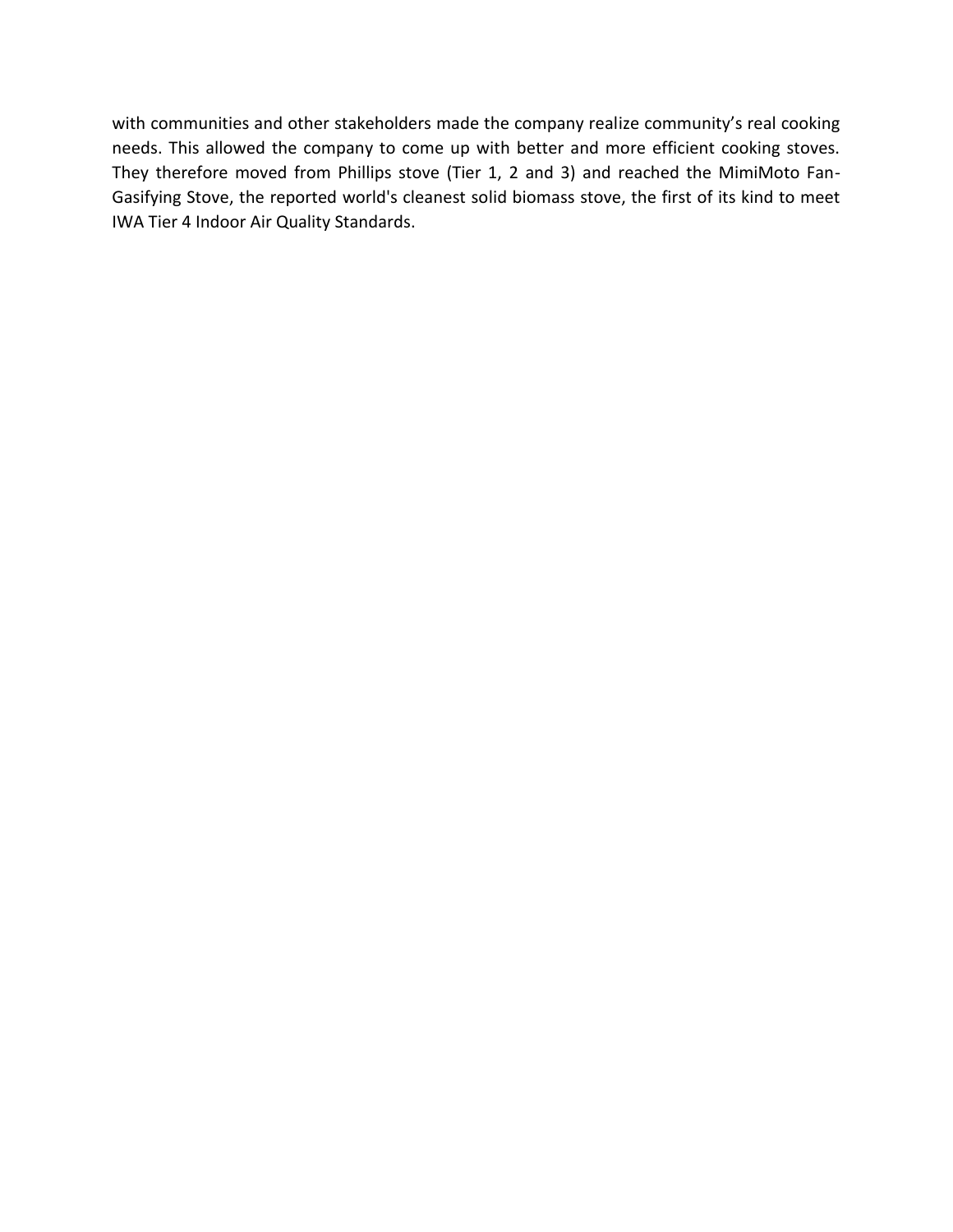with communities and other stakeholders made the company realize community's real cooking needs. This allowed the company to come up with better and more efficient cooking stoves. They therefore moved from Phillips stove (Tier 1, 2 and 3) and reached the MimiMoto Fan-Gasifying Stove, the reported world's cleanest solid biomass stove, the first of its kind to meet IWA Tier 4 Indoor Air Quality Standards.